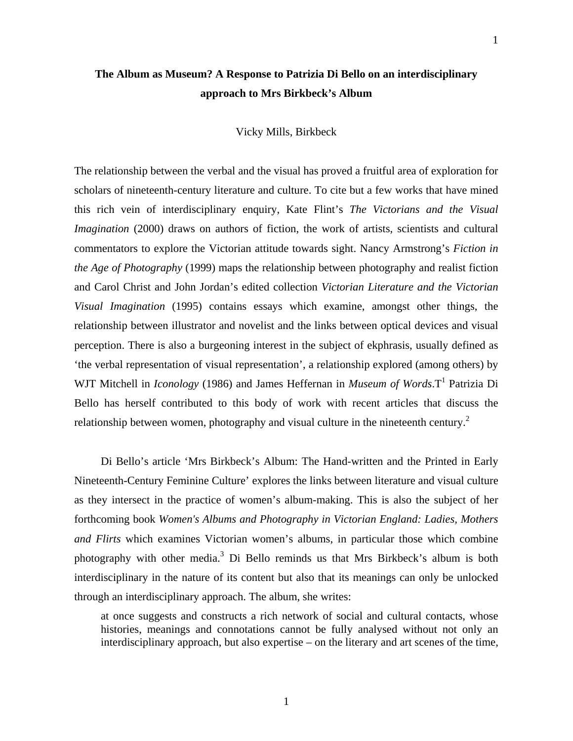# The Album as Museum? A Response to Patrizia Di Bello on an interdisciplinary approach to Mrs Birkbeck's Album

Vicky Mills, Birkbeck

The relationship between the verbal and the visual has proved a fruitful area of exploration for scholars of nineteenth-century literature and culture. To cite but a few works that have mined this rich vein of interdisciplinary enquiry, Kate Flint's *The Victorians and the Visual Imagination* (2000) draws on authors of fiction, the work of artists, scientists and cultural commentators to explore the Victorian attitude towards sight. Nancy Armstrong's *Fiction in the Age of Photography* (1999) maps the relationship between photography and realist fiction and Carol Christ and John Jordan's edited collection *Victorian Literature and the Victorian Visual Imagination* (1995) contains essays which examine, amongst other things, the relationship between illustrator and novelist and the links between optical devices and visual perception. There is also a burgeoning interest in the subject of ekphrasis, usually defined as 'the verbal representation of visual representation', a relationship explored (among others) by WJT Mitchell in *Iconology* (1986) and James Heffernan in *Museum of Words*.T[1] Patrizia Di Bello has herself contributed to this body of work with recent articles that discuss the relationship between women, photography and visual culture in the nineteenth century.[2]

Di Bello's article 'Mrs Birkbeck's Album: The Hand-written and the Printed in Early Nineteenth-Century Feminine Culture' explores the links between literature and visual culture as they intersect in the practice of women's album-making. This is also the subject of her forthcoming book *Women's Albums and Photography in Victorian England: Ladies, Mothers and Flirts* which examines Victorian women's albums, in particular those which combine photography with other media.[3] Di Bello reminds us that Mrs Birkbeck's album is both interdisciplinary in the nature of its content but also that its meanings can only be unlocked through an interdisciplinary approach. The album, she writes:

> at once suggests and constructs a rich network of social and cultural contacts, whose histories, meanings and connotations cannot be fully analysed without not only an interdisciplinary approach, but also expertise – on the literary and art scenes of the time,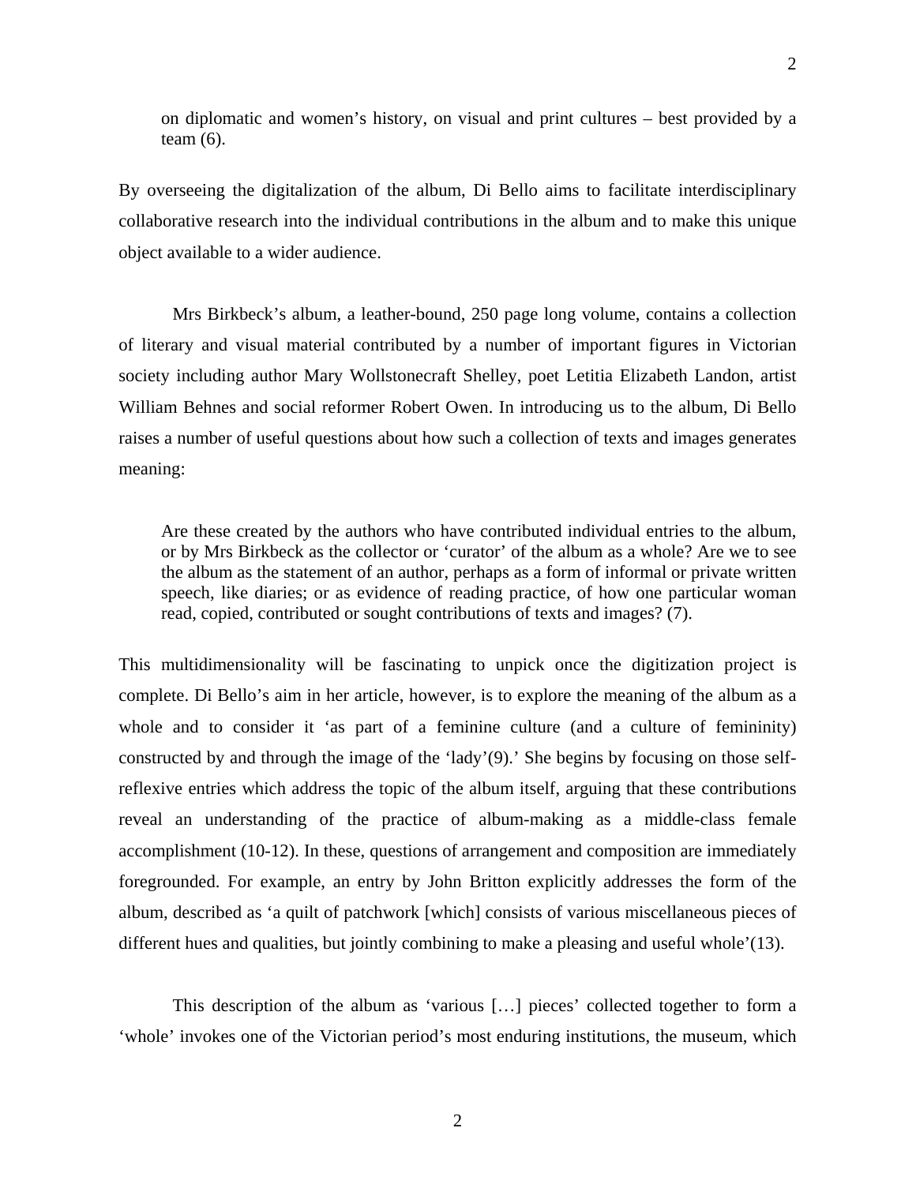> on diplomatic and women's history, on visual and print cultures – best provided by a team (6).

By overseeing the digitalization of the album, Di Bello aims to facilitate interdisciplinary collaborative research into the individual contributions in the album and to make this unique object available to a wider audience.

Mrs Birkbeck's album, a leather-bound, 250 page long volume, contains a collection of literary and visual material contributed by a number of important figures in Victorian society including author Mary Wollstonecraft Shelley, poet Letitia Elizabeth Landon, artist William Behnes and social reformer Robert Owen. In introducing us to the album, Di Bello raises a number of useful questions about how such a collection of texts and images generates meaning:

> Are these created by the authors who have contributed individual entries to the album, or by Mrs Birkbeck as the collector or 'curator' of the album as a whole? Are we to see the album as the statement of an author, perhaps as a form of informal or private written speech, like diaries; or as evidence of reading practice, of how one particular woman read, copied, contributed or sought contributions of texts and images? (7).

This multidimensionality will be fascinating to unpick once the digitization project is complete. Di Bello's aim in her article, however, is to explore the meaning of the album as a whole and to consider it 'as part of a feminine culture (and a culture of femininity) constructed by and through the image of the 'lady'(9).' She begins by focusing on those self-reflexive entries which address the topic of the album itself, arguing that these contributions reveal an understanding of the practice of album-making as a middle-class female accomplishment (10-12). In these, questions of arrangement and composition are immediately foregrounded. For example, an entry by John Britton explicitly addresses the form of the album, described as 'a quilt of patchwork [which] consists of various miscellaneous pieces of different hues and qualities, but jointly combining to make a pleasing and useful whole'(13).

This description of the album as 'various […] pieces' collected together to form a 'whole' invokes one of the Victorian period's most enduring institutions, the museum, which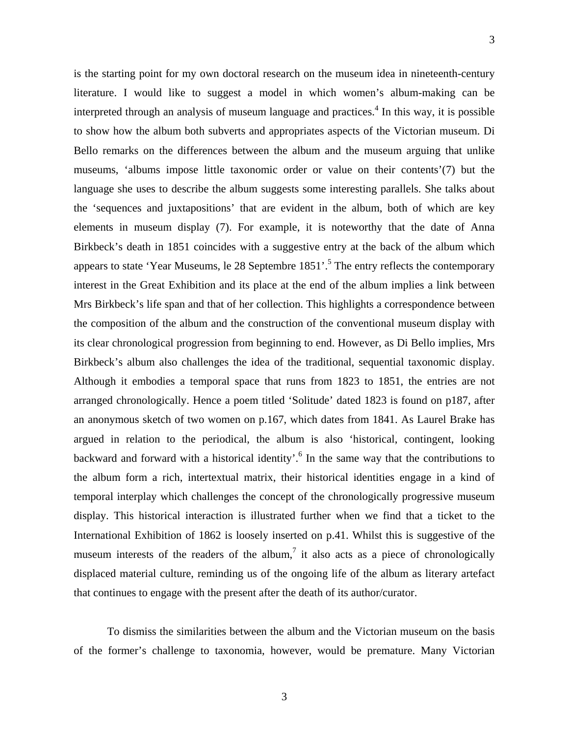is the starting point for my own doctoral research on the museum idea in nineteenth-century literature. I would like to suggest a model in which women's album-making can be interpreted through an analysis of museum language and practices.[4] In this way, it is possible to show how the album both subverts and appropriates aspects of the Victorian museum. Di Bello remarks on the differences between the album and the museum arguing that unlike museums, 'albums impose little taxonomic order or value on their contents'(7) but the language she uses to describe the album suggests some interesting parallels. She talks about the 'sequences and juxtapositions' that are evident in the album, both of which are key elements in museum display (7). For example, it is noteworthy that the date of Anna Birkbeck's death in 1851 coincides with a suggestive entry at the back of the album which appears to state 'Year Museums, le 28 Septembre 1851'.[5] The entry reflects the contemporary interest in the Great Exhibition and its place at the end of the album implies a link between Mrs Birkbeck's life span and that of her collection. This highlights a correspondence between the composition of the album and the construction of the conventional museum display with its clear chronological progression from beginning to end. However, as Di Bello implies, Mrs Birkbeck's album also challenges the idea of the traditional, sequential taxonomic display. Although it embodies a temporal space that runs from 1823 to 1851, the entries are not arranged chronologically. Hence a poem titled 'Solitude' dated 1823 is found on p187, after an anonymous sketch of two women on p.167, which dates from 1841. As Laurel Brake has argued in relation to the periodical, the album is also 'historical, contingent, looking backward and forward with a historical identity'.[6] In the same way that the contributions to the album form a rich, intertextual matrix, their historical identities engage in a kind of temporal interplay which challenges the concept of the chronologically progressive museum display. This historical interaction is illustrated further when we find that a ticket to the International Exhibition of 1862 is loosely inserted on p.41. Whilst this is suggestive of the museum interests of the readers of the album,[7] it also acts as a piece of chronologically displaced material culture, reminding us of the ongoing life of the album as literary artefact that continues to engage with the present after the death of its author/curator.

To dismiss the similarities between the album and the Victorian museum on the basis of the former's challenge to taxonomia, however, would be premature. Many Victorian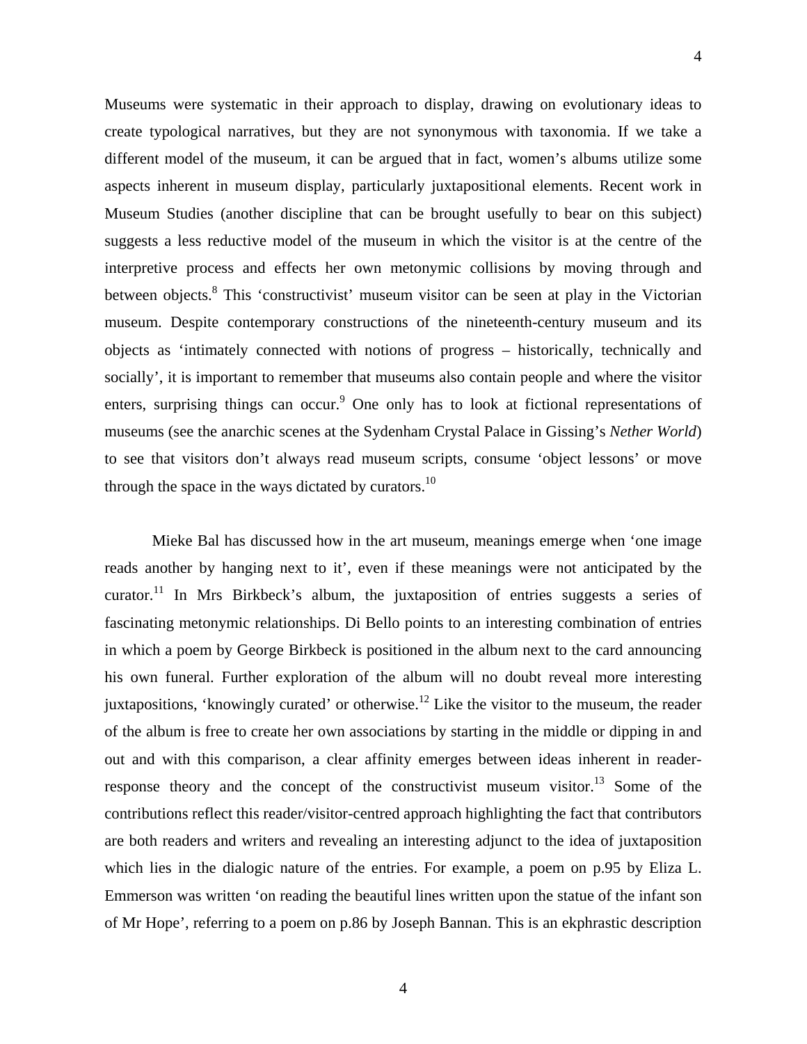Museums were systematic in their approach to display, drawing on evolutionary ideas to create typological narratives, but they are not synonymous with taxonomia. If we take a different model of the museum, it can be argued that in fact, women's albums utilize some aspects inherent in museum display, particularly juxtapositional elements. Recent work in Museum Studies (another discipline that can be brought usefully to bear on this subject) suggests a less reductive model of the museum in which the visitor is at the centre of the interpretive process and effects her own metonymic collisions by moving through and between objects.[8] This 'constructivist' museum visitor can be seen at play in the Victorian museum. Despite contemporary constructions of the nineteenth-century museum and its objects as 'intimately connected with notions of progress – historically, technically and socially', it is important to remember that museums also contain people and where the visitor enters, surprising things can occur.[9] One only has to look at fictional representations of museums (see the anarchic scenes at the Sydenham Crystal Palace in Gissing's *Nether World*) to see that visitors don't always read museum scripts, consume 'object lessons' or move through the space in the ways dictated by curators.[10]

Mieke Bal has discussed how in the art museum, meanings emerge when 'one image reads another by hanging next to it', even if these meanings were not anticipated by the curator.[11] In Mrs Birkbeck's album, the juxtaposition of entries suggests a series of fascinating metonymic relationships. Di Bello points to an interesting combination of entries in which a poem by George Birkbeck is positioned in the album next to the card announcing his own funeral. Further exploration of the album will no doubt reveal more interesting juxtapositions, 'knowingly curated' or otherwise.[12] Like the visitor to the museum, the reader of the album is free to create her own associations by starting in the middle or dipping in and out and with this comparison, a clear affinity emerges between ideas inherent in reader-response theory and the concept of the constructivist museum visitor.[13] Some of the contributions reflect this reader/visitor-centred approach highlighting the fact that contributors are both readers and writers and revealing an interesting adjunct to the idea of juxtaposition which lies in the dialogic nature of the entries. For example, a poem on p.95 by Eliza L. Emmerson was written 'on reading the beautiful lines written upon the statue of the infant son of Mr Hope', referring to a poem on p.86 by Joseph Bannan. This is an ekphrastic description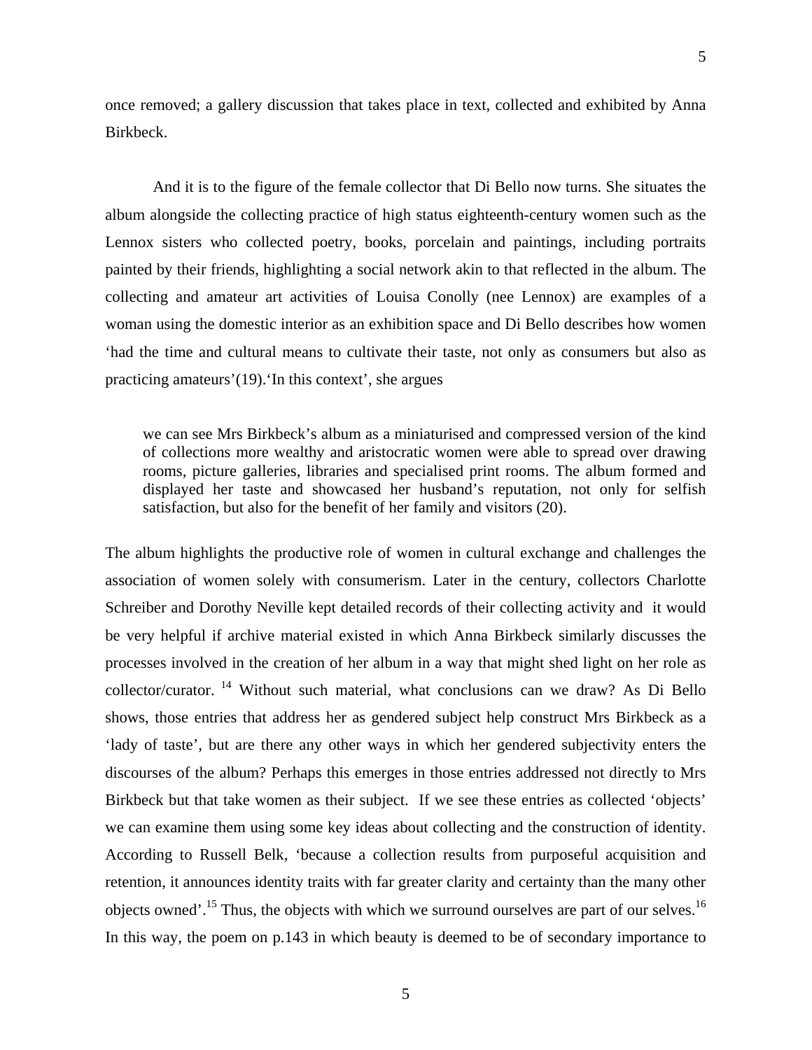once removed; a gallery discussion that takes place in text, collected and exhibited by Anna Birkbeck.

And it is to the figure of the female collector that Di Bello now turns. She situates the album alongside the collecting practice of high status eighteenth-century women such as the Lennox sisters who collected poetry, books, porcelain and paintings, including portraits painted by their friends, highlighting a social network akin to that reflected in the album. The collecting and amateur art activities of Louisa Conolly (nee Lennox) are examples of a woman using the domestic interior as an exhibition space and Di Bello describes how women 'had the time and cultural means to cultivate their taste, not only as consumers but also as practicing amateurs'(19).'In this context', she argues

> we can see Mrs Birkbeck's album as a miniaturised and compressed version of the kind of collections more wealthy and aristocratic women were able to spread over drawing rooms, picture galleries, libraries and specialised print rooms. The album formed and displayed her taste and showcased her husband's reputation, not only for selfish satisfaction, but also for the benefit of her family and visitors (20).

The album highlights the productive role of women in cultural exchange and challenges the association of women solely with consumerism. Later in the century, collectors Charlotte Schreiber and Dorothy Neville kept detailed records of their collecting activity and it would be very helpful if archive material existed in which Anna Birkbeck similarly discusses the processes involved in the creation of her album in a way that might shed light on her role as collector/curator. [14] Without such material, what conclusions can we draw? As Di Bello shows, those entries that address her as gendered subject help construct Mrs Birkbeck as a 'lady of taste', but are there any other ways in which her gendered subjectivity enters the discourses of the album? Perhaps this emerges in those entries addressed not directly to Mrs Birkbeck but that take women as their subject. If we see these entries as collected 'objects' we can examine them using some key ideas about collecting and the construction of identity. According to Russell Belk, 'because a collection results from purposeful acquisition and retention, it announces identity traits with far greater clarity and certainty than the many other objects owned'.[15] Thus, the objects with which we surround ourselves are part of our selves.[16] In this way, the poem on p.143 in which beauty is deemed to be of secondary importance to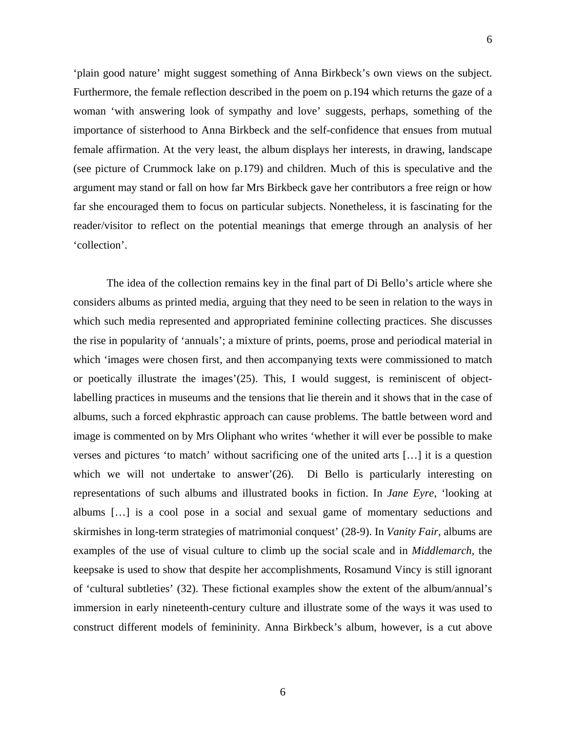'plain good nature' might suggest something of Anna Birkbeck's own views on the subject. Furthermore, the female reflection described in the poem on p.194 which returns the gaze of a woman 'with answering look of sympathy and love' suggests, perhaps, something of the importance of sisterhood to Anna Birkbeck and the self-confidence that ensues from mutual female affirmation. At the very least, the album displays her interests, in drawing, landscape (see picture of Crummock lake on p.179) and children. Much of this is speculative and the argument may stand or fall on how far Mrs Birkbeck gave her contributors a free reign or how far she encouraged them to focus on particular subjects. Nonetheless, it is fascinating for the reader/visitor to reflect on the potential meanings that emerge through an analysis of her 'collection'.

The idea of the collection remains key in the final part of Di Bello's article where she considers albums as printed media, arguing that they need to be seen in relation to the ways in which such media represented and appropriated feminine collecting practices. She discusses the rise in popularity of 'annuals'; a mixture of prints, poems, prose and periodical material in which 'images were chosen first, and then accompanying texts were commissioned to match or poetically illustrate the images'(25). This, I would suggest, is reminiscent of object-labelling practices in museums and the tensions that lie therein and it shows that in the case of albums, such a forced ekphrastic approach can cause problems. The battle between word and image is commented on by Mrs Oliphant who writes 'whether it will ever be possible to make verses and pictures 'to match' without sacrificing one of the united arts […] it is a question which we will not undertake to answer'(26). Di Bello is particularly interesting on representations of such albums and illustrated books in fiction. In *Jane Eyre*, 'looking at albums […] is a cool pose in a social and sexual game of momentary seductions and skirmishes in long-term strategies of matrimonial conquest' (28-9). In *Vanity Fair*, albums are examples of the use of visual culture to climb up the social scale and in *Middlemarch*, the keepsake is used to show that despite her accomplishments, Rosamund Vincy is still ignorant of 'cultural subtleties' (32). These fictional examples show the extent of the album/annual's immersion in early nineteenth-century culture and illustrate some of the ways it was used to construct different models of femininity. Anna Birkbeck's album, however, is a cut above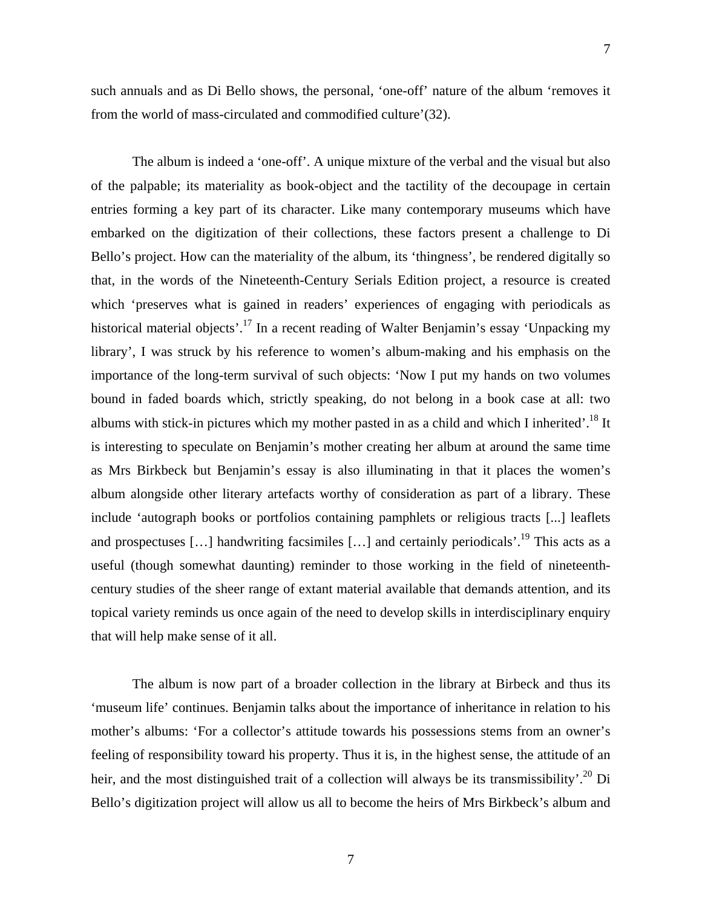such annuals and as Di Bello shows, the personal, 'one-off' nature of the album 'removes it from the world of mass-circulated and commodified culture'(32).

The album is indeed a 'one-off'. A unique mixture of the verbal and the visual but also of the palpable; its materiality as book-object and the tactility of the decoupage in certain entries forming a key part of its character. Like many contemporary museums which have embarked on the digitization of their collections, these factors present a challenge to Di Bello's project. How can the materiality of the album, its 'thingness', be rendered digitally so that, in the words of the Nineteenth-Century Serials Edition project, a resource is created which 'preserves what is gained in readers' experiences of engaging with periodicals as historical material objects'.[17] In a recent reading of Walter Benjamin's essay 'Unpacking my library', I was struck by his reference to women's album-making and his emphasis on the importance of the long-term survival of such objects: 'Now I put my hands on two volumes bound in faded boards which, strictly speaking, do not belong in a book case at all: two albums with stick-in pictures which my mother pasted in as a child and which I inherited'.[18] It is interesting to speculate on Benjamin's mother creating her album at around the same time as Mrs Birkbeck but Benjamin's essay is also illuminating in that it places the women's album alongside other literary artefacts worthy of consideration as part of a library. These include 'autograph books or portfolios containing pamphlets or religious tracts [...] leaflets and prospectuses […] handwriting facsimiles […] and certainly periodicals'.[19] This acts as a useful (though somewhat daunting) reminder to those working in the field of nineteenth-century studies of the sheer range of extant material available that demands attention, and its topical variety reminds us once again of the need to develop skills in interdisciplinary enquiry that will help make sense of it all.

The album is now part of a broader collection in the library at Birbeck and thus its 'museum life' continues. Benjamin talks about the importance of inheritance in relation to his mother's albums: 'For a collector's attitude towards his possessions stems from an owner's feeling of responsibility toward his property. Thus it is, in the highest sense, the attitude of an heir, and the most distinguished trait of a collection will always be its transmissibility'.[20] Di Bello's digitization project will allow us all to become the heirs of Mrs Birkbeck's album and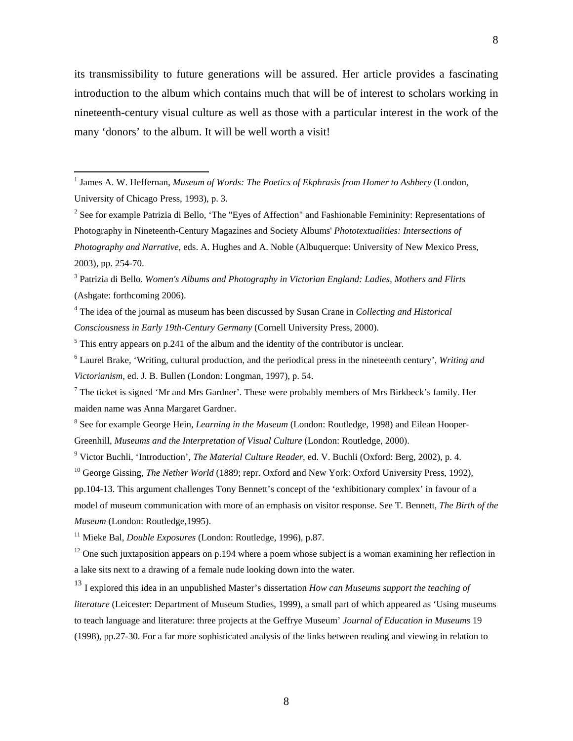its transmissibility to future generations will be assured. Her article provides a fascinating introduction to the album which contains much that will be of interest to scholars working in nineteenth-century visual culture as well as those with a particular interest in the work of the many 'donors' to the album. It will be well worth a visit!

---

[1] James A. W. Heffernan, *Museum of Words: The Poetics of Ekphrasis from Homer to Ashbery* (London, University of Chicago Press, 1993), p. 3.

[2] See for example Patrizia di Bello, 'The "Eyes of Affection" and Fashionable Femininity: Representations of Photography in Nineteenth-Century Magazines and Society Albums' *Phototextualities: Intersections of Photography and Narrative*, eds. A. Hughes and A. Noble (Albuquerque: University of New Mexico Press, 2003), pp. 254-70.

[3] Patrizia di Bello. *Women's Albums and Photography in Victorian England: Ladies, Mothers and Flirts* (Ashgate: forthcoming 2006).

[4] The idea of the journal as museum has been discussed by Susan Crane in *Collecting and Historical Consciousness in Early 19th-Century Germany* (Cornell University Press, 2000).

[5] This entry appears on p.241 of the album and the identity of the contributor is unclear.

[6] Laurel Brake, 'Writing, cultural production, and the periodical press in the nineteenth century', *Writing and Victorianism*, ed. J. B. Bullen (London: Longman, 1997), p. 54.

[7] The ticket is signed 'Mr and Mrs Gardner'. These were probably members of Mrs Birkbeck's family. Her maiden name was Anna Margaret Gardner.

[8] See for example George Hein, *Learning in the Museum* (London: Routledge, 1998) and Eilean Hooper-Greenhill, *Museums and the Interpretation of Visual Culture* (London: Routledge, 2000).

[9] Victor Buchli, 'Introduction', *The Material Culture Reader*, ed. V. Buchli (Oxford: Berg, 2002), p. 4.

[10] George Gissing, *The Nether World* (1889; repr. Oxford and New York: Oxford University Press, 1992), pp.104-13. This argument challenges Tony Bennett's concept of the 'exhibitionary complex' in favour of a model of museum communication with more of an emphasis on visitor response. See T. Bennett, *The Birth of the Museum* (London: Routledge,1995).

[11] Mieke Bal, *Double Exposures* (London: Routledge, 1996), p.87.

[12] One such juxtaposition appears on p.194 where a poem whose subject is a woman examining her reflection in a lake sits next to a drawing of a female nude looking down into the water.

[13] I explored this idea in an unpublished Master's dissertation *How can Museums support the teaching of literature* (Leicester: Department of Museum Studies, 1999), a small part of which appeared as 'Using museums to teach language and literature: three projects at the Geffrye Museum' *Journal of Education in Museums* 19 (1998), pp.27-30. For a far more sophisticated analysis of the links between reading and viewing in relation to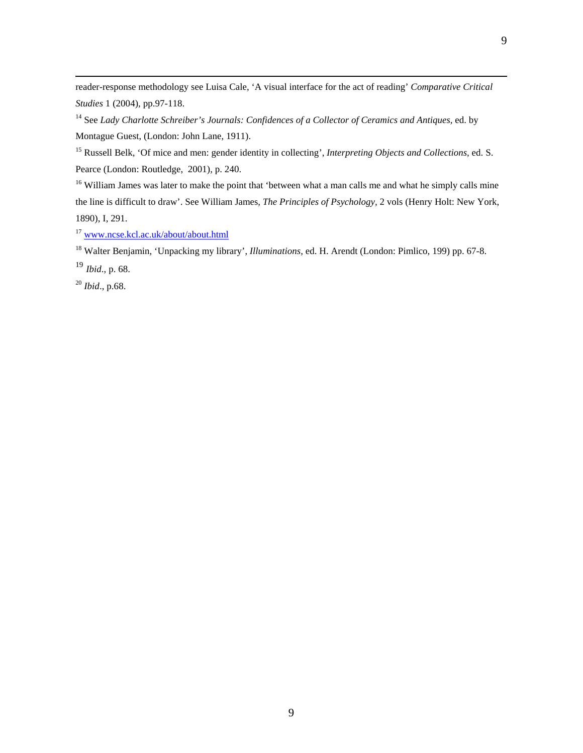reader-response methodology see Luisa Cale, 'A visual interface for the act of reading' *Comparative Critical Studies* 1 (2004), pp.97-118.

[14] See *Lady Charlotte Schreiber's Journals: Confidences of a Collector of Ceramics and Antiques*, ed. by Montague Guest, (London: John Lane, 1911).

[15] Russell Belk, 'Of mice and men: gender identity in collecting', *Interpreting Objects and Collections*, ed. S. Pearce (London: Routledge, 2001), p. 240.

[16] William James was later to make the point that 'between what a man calls me and what he simply calls mine the line is difficult to draw'. See William James, *The Principles of Psychology*, 2 vols (Henry Holt: New York, 1890), I, 291.

[17] www.ncse.kcl.ac.uk/about/about.html

[18] Walter Benjamin, 'Unpacking my library', *Illuminations*, ed. H. Arendt (London: Pimlico, 199) pp. 67-8.

[19] *Ibid*., p. 68.

[20] *Ibid*., p.68.